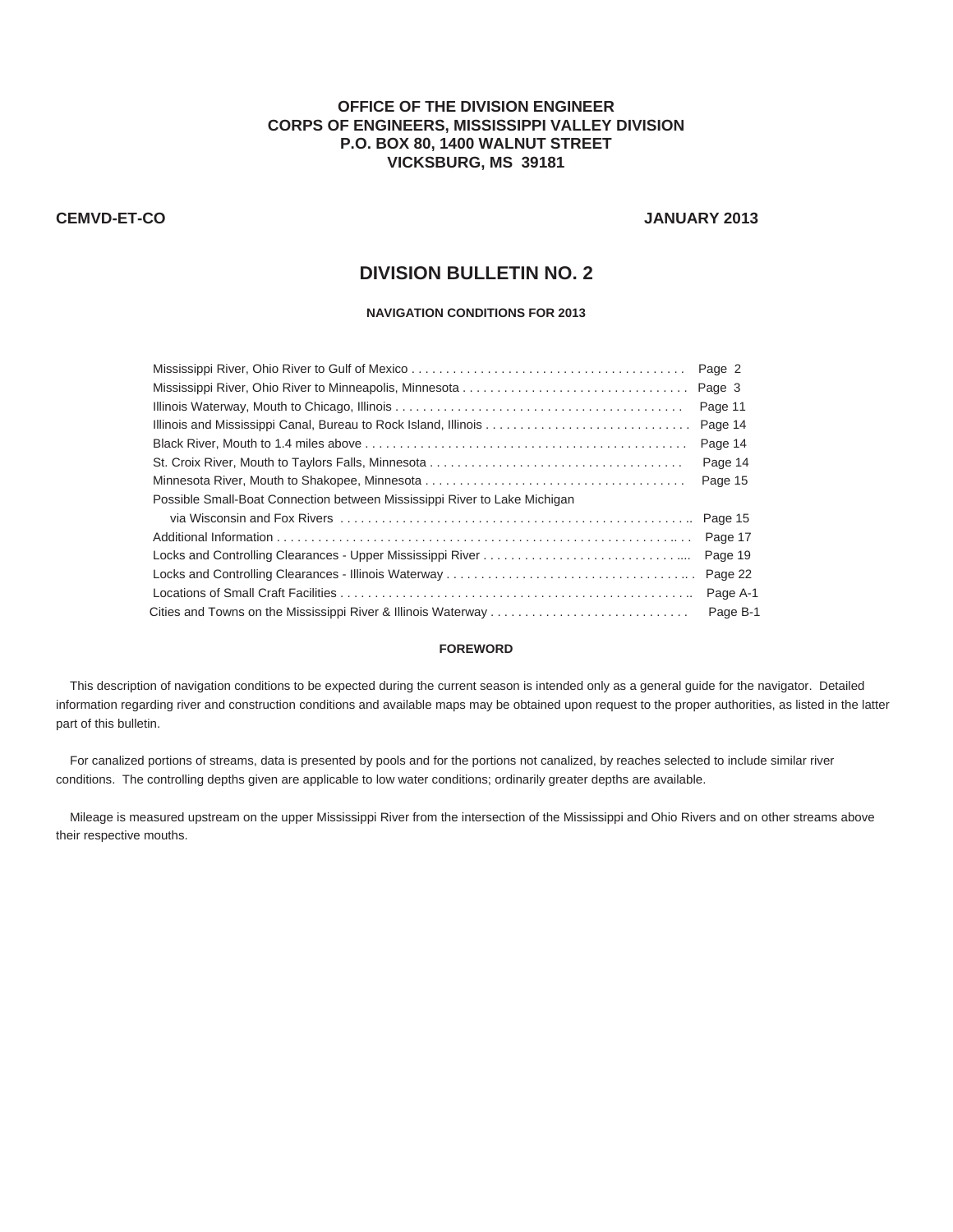**OFFICE OF THE DIVISION ENGINEER**
**CORPS OF ENGINEERS, MISSISSIPPI VALLEY DIVISION**
**P.O. BOX 80, 1400 WALNUT STREET**
**VICKSBURG, MS 39181**

**CEMVD-ET-CO** **JANUARY 2013**

# DIVISION BULLETIN NO. 2

### NAVIGATION CONDITIONS FOR 2013

| | |
|---|---|
| Mississippi River, Ohio River to Gulf of Mexico | Page 2 |
| Mississippi River, Ohio River to Minneapolis, Minnesota | Page 3 |
| Illinois Waterway, Mouth to Chicago, Illinois | Page 11 |
| Illinois and Mississippi Canal, Bureau to Rock Island, Illinois | Page 14 |
| Black River, Mouth to 1.4 miles above | Page 14 |
| St. Croix River, Mouth to Taylors Falls, Minnesota | Page 14 |
| Minnesota River, Mouth to Shakopee, Minnesota | Page 15 |
| Possible Small-Boat Connection between Mississippi River to Lake Michigan via Wisconsin and Fox Rivers | Page 15 |
| Additional Information | Page 17 |
| Locks and Controlling Clearances - Upper Mississippi River | Page 19 |
| Locks and Controlling Clearances - Illinois Waterway | Page 22 |
| Locations of Small Craft Facilities | Page A-1 |
| Cities and Towns on the Mississippi River & Illinois Waterway | Page B-1 |

### FOREWORD

This description of navigation conditions to be expected during the current season is intended only as a general guide for the navigator. Detailed information regarding river and construction conditions and available maps may be obtained upon request to the proper authorities, as listed in the latter part of this bulletin.

For canalized portions of streams, data is presented by pools and for the portions not canalized, by reaches selected to include similar river conditions. The controlling depths given are applicable to low water conditions; ordinarily greater depths are available.

Mileage is measured upstream on the upper Mississippi River from the intersection of the Mississippi and Ohio Rivers and on other streams above their respective mouths.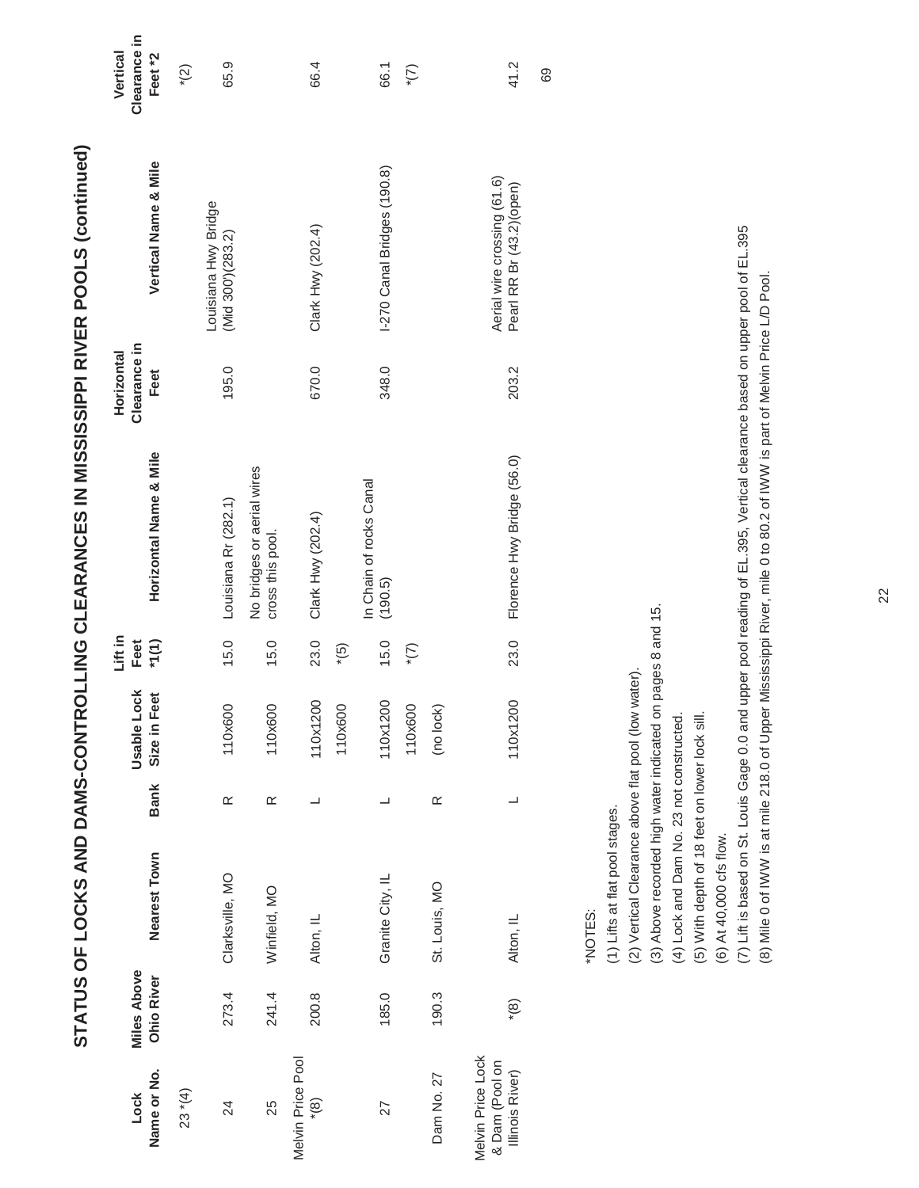# STATUS OF LOCKS AND DAMS-CONTROLLING CLEARANCES IN MISSISSIPPI RIVER POOLS (continued)

| Lock Name or No. | Miles Above Ohio River | Nearest Town | Bank | Usable Lock Size in Feet | Lift in Feet *1(1) | Horizontal Name & Mile | Horizontal Clearance in Feet | Vertical Name & Mile | Vertical Clearance in Feet *2 |
|---|---|---|---|---|---|---|---|---|---|
| 23 *(4) | | | | | | | | | *(2) |
| 24 | 273.4 | Clarksville, MO | R | 110x600 | 15.0 | Louisiana Rr (282.1) | 195.0 | Louisiana Hwy Bridge (Mid 300')(283.2) | 65.9 |
| 25 | 241.4 | Winfield, MO | R | 110x600 | 15.0 | No bridges or aerial wires cross this pool. | | | |
| Melvin Price Pool *(8) | 200.8 | Alton, IL | L | 110x1200 | 23.0 | Clark Hwy (202.4) | 670.0 | Clark Hwy (202.4) | 66.4 |
| | | | | 110x600 | *(5) | | | | |
| 27 | 185.0 | Granite City, IL | L | 110x1200 | 15.0 | In Chain of rocks Canal (190.5) | 348.0 | I-270 Canal Bridges (190.8) | 66.1 |
| | | | | 110x600 | *(7) | | | | *(7) |
| Dam No. 27 | 190.3 | St. Louis, MO | R | (no lock) | | | | | |
| Melvin Price Lock & Dam (Pool on Illinois River) | *(8) | Alton, IL | L | 110x1200 | 23.0 | Florence Hwy Bridge (56.0) | 203.2 | Aerial wire crossing (61.6) Pearl RR Br (43.2)(open) | 41.2 69 |

*NOTES:

(1) Lifts at flat pool stages.

(2) Vertical Clearance above flat pool (low water).

(3) Above recorded high water indicated on pages 8 and 15.

(4) Lock and Dam No. 23 not constructed.

(5) With depth of 18 feet on lower lock sill.

(6) At 40,000 cfs flow.

(7) Lift is based on St. Louis Gage 0.0 and upper pool reading of EL.395, Vertical clearance based on upper pool of EL.395

(8) Mile 0 of IWW is at mile 218.0 of Upper Mississippi River, mile 0 to 80.2 of IWW is part of Melvin Price L/D Pool.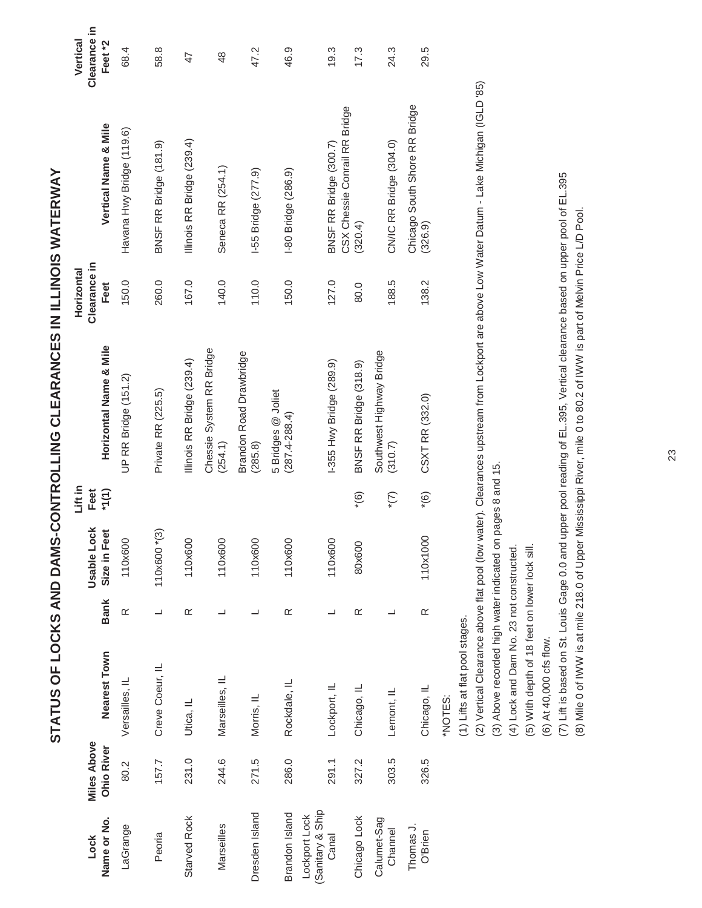# STATUS OF LOCKS AND DAMS-CONTROLLING CLEARANCES IN ILLINOIS WATERWAY

| Lock Name or No. | Miles Above Ohio River | Nearest Town | Bank | Usable Lock Size in Feet | Lift in Feet *(1) | Horizontal Name & Mile | Horizontal Clearance in Feet | Vertical Name & Mile | Vertical Clearance in Feet *2 |
|---|---|---|---|---|---|---|---|---|---|
| LaGrange | 80.2 | Versailles, IL | R | 110x600 | | UP RR Bridge (151.2) | 150.0 | Havana Hwy Bridge (119.6) | 68.4 |
| Peoria | 157.7 | Creve Coeur, IL | L | 110x600 *(3) | | Private RR (225.5) | 260.0 | BNSF RR Bridge (181.9) | 58.8 |
| Starved Rock | 231.0 | Utica, IL | R | 110x600 | | Illinois RR Bridge (239.4) | 167.0 | Illinois RR Bridge (239.4) | 47 |
| Marseilles | 244.6 | Marseilles, IL | L | 110x600 | | Chessie System RR Bridge (254.1) | 140.0 | Seneca RR (254.1) | 48 |
| Dresden Island | 271.5 | Morris, IL | L | 110x600 | | Brandon Road Drawbridge (285.8) | 110.0 | I-55 Bridge (277.9) | 47.2 |
| Brandon Island | 286.0 | Rockdale, IL | R | 110x600 | | 5 Bridges @ Joliet (287.4-288.4) | 150.0 | I-80 Bridge (286.9) | 46.9 |
| Lockport Lock (Sanitary & Ship Canal | 291.1 | Lockport, IL | L | 110x600 | | I-355 Hwy Bridge (289.9) | 127.0 | BNSF RR Bridge (300.7) | 19.3 |
| Chicago Lock | 327.2 | Chicago, IL | R | 80x600 | *(6) | BNSF RR Bridge (318.9) | 80.0 | CSX Chessie Conrail RR Bridge (320.4) | 17.3 |
| Calumet-Sag Channel | 303.5 | Lemont, IL | L | | *(7) | Southwest Highway Bridge (310.7) | 188.5 | CN/IC RR Bridge (304.0) | 24.3 |
| Thomas J. O'Brien | 326.5 | Chicago, IL | R | 110x1000 | *(6) | CSXT RR (332.0) | 138.2 | Chicago South Shore RR Bridge (326.9) | 29.5 |

*NOTES:

(1) Lifts at flat pool stages.

(2) Vertical Clearance above flat pool (low water). Clearances upstream from Lockport are above Low Water Datum - Lake Michigan (IGLD '85)

(3) Above recorded high water indicated on pages 8 and 15.

(4) Lock and Dam No. 23 not constructed.

(5) With depth of 18 feet on lower lock sill.

(6) At 40,000 cfs flow.

(7) Lift is based on St. Louis Gage 0.0 and upper pool reading of EL.395, Vertical clearance based on upper pool of EL.395

(8) Mile 0 of IWW is at mile 218.0 of Upper Mississippi River, mile 0 to 80.2 of IWW is part of Melvin Price L/D Pool.